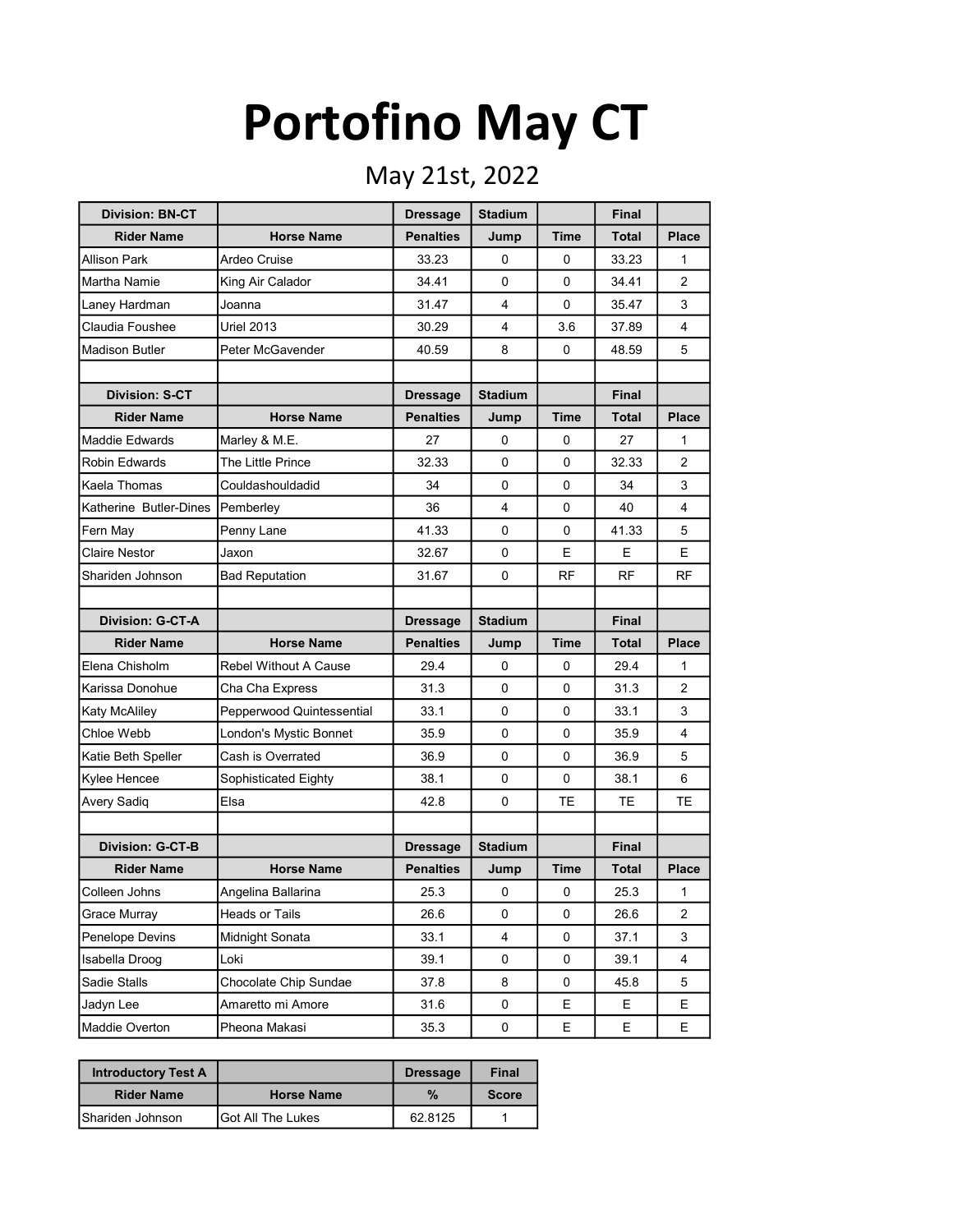# Portofino May CT

May 21st, 2022

| Division: BN-CT | | Dressage | Stadium | | Final | |
|---|---|---|---|---|---|---|
| **Rider Name** | **Horse Name** | **Penalties** | **Jump** | **Time** | **Total** | **Place** |
| Allison Park | Ardeo Cruise | 33.23 | 0 | 0 | 33.23 | 1 |
| Martha Namie | King Air Calador | 34.41 | 0 | 0 | 34.41 | 2 |
| Laney Hardman | Joanna | 31.47 | 4 | 0 | 35.47 | 3 |
| Claudia Foushee | Uriel 2013 | 30.29 | 4 | 3.6 | 37.89 | 4 |
| Madison Butler | Peter McGavender | 40.59 | 8 | 0 | 48.59 | 5 |

| Division: S-CT | | Dressage | Stadium | | Final | |
|---|---|---|---|---|---|---|
| **Rider Name** | **Horse Name** | **Penalties** | **Jump** | **Time** | **Total** | **Place** |
| Maddie Edwards | Marley & M.E. | 27 | 0 | 0 | 27 | 1 |
| Robin Edwards | The Little Prince | 32.33 | 0 | 0 | 32.33 | 2 |
| Kaela Thomas | Couldashouldadid | 34 | 0 | 0 | 34 | 3 |
| Katherine Butler-Dines | Pemberley | 36 | 4 | 0 | 40 | 4 |
| Fern May | Penny Lane | 41.33 | 0 | 0 | 41.33 | 5 |
| Claire Nestor | Jaxon | 32.67 | 0 | E | E | E |
| Shariden Johnson | Bad Reputation | 31.67 | 0 | RF | RF | RF |

| Division: G-CT-A | | Dressage | Stadium | | Final | |
|---|---|---|---|---|---|---|
| **Rider Name** | **Horse Name** | **Penalties** | **Jump** | **Time** | **Total** | **Place** |
| Elena Chisholm | Rebel Without A Cause | 29.4 | 0 | 0 | 29.4 | 1 |
| Karissa Donohue | Cha Cha Express | 31.3 | 0 | 0 | 31.3 | 2 |
| Katy McAliley | Pepperwood Quintessential | 33.1 | 0 | 0 | 33.1 | 3 |
| Chloe Webb | London's Mystic Bonnet | 35.9 | 0 | 0 | 35.9 | 4 |
| Katie Beth Speller | Cash is Overrated | 36.9 | 0 | 0 | 36.9 | 5 |
| Kylee Hencee | Sophisticated Eighty | 38.1 | 0 | 0 | 38.1 | 6 |
| Avery Sadiq | Elsa | 42.8 | 0 | TE | TE | TE |

| Division: G-CT-B | | Dressage | Stadium | | Final | |
|---|---|---|---|---|---|---|
| **Rider Name** | **Horse Name** | **Penalties** | **Jump** | **Time** | **Total** | **Place** |
| Colleen Johns | Angelina Ballarina | 25.3 | 0 | 0 | 25.3 | 1 |
| Grace Murray | Heads or Tails | 26.6 | 0 | 0 | 26.6 | 2 |
| Penelope Devins | Midnight Sonata | 33.1 | 4 | 0 | 37.1 | 3 |
| Isabella Droog | Loki | 39.1 | 0 | 0 | 39.1 | 4 |
| Sadie Stalls | Chocolate Chip Sundae | 37.8 | 8 | 0 | 45.8 | 5 |
| Jadyn Lee | Amaretto mi Amore | 31.6 | 0 | E | E | E |
| Maddie Overton | Pheona Makasi | 35.3 | 0 | E | E | E |

| Introductory Test A | | Dressage | Final |
|---|---|---|---|
| **Rider Name** | **Horse Name** | **%** | **Score** |
| Shariden Johnson | Got All The Lukes | 62.8125 | 1 |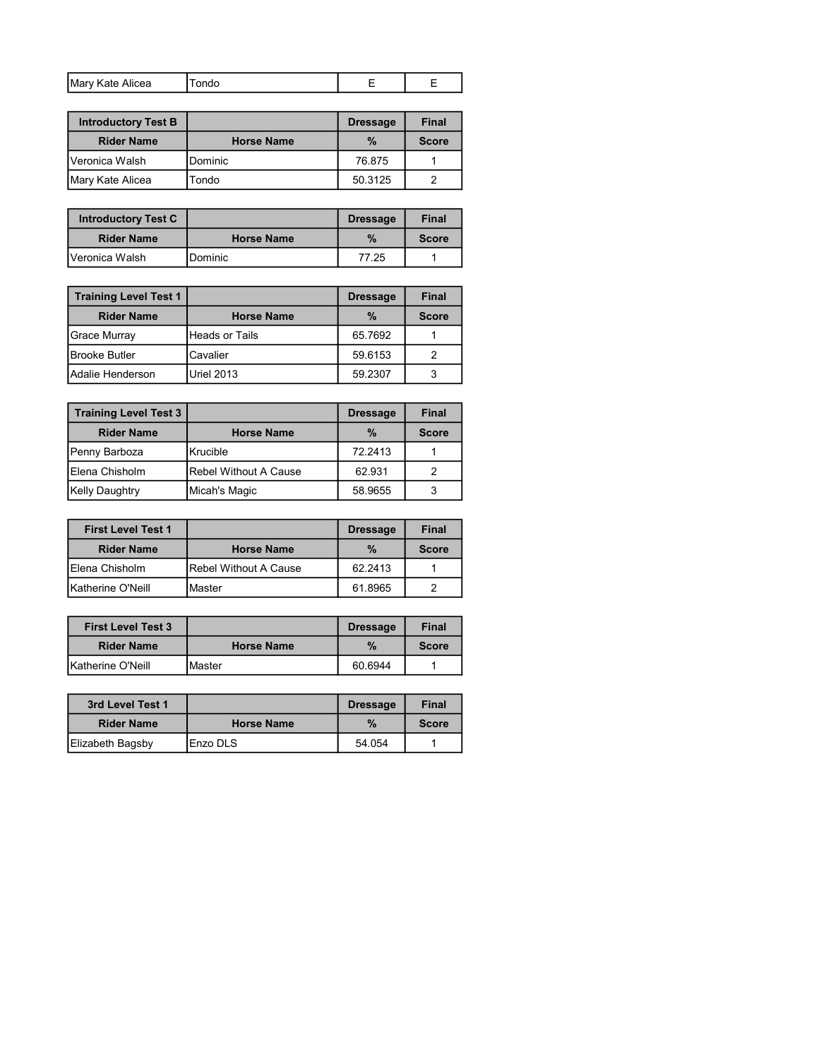| | | | |
|---|---|---|---|
| Mary Kate Alicea | Tondo | E | E |

| Introductory Test B | | Dressage | Final |
|---|---|---|---|
| Rider Name | Horse Name | % | Score |
| Veronica Walsh | Dominic | 76.875 | 1 |
| Mary Kate Alicea | Tondo | 50.3125 | 2 |

| Introductory Test C | | Dressage | Final |
|---|---|---|---|
| Rider Name | Horse Name | % | Score |
| Veronica Walsh | Dominic | 77.25 | 1 |

| Training Level Test 1 | | Dressage | Final |
|---|---|---|---|
| Rider Name | Horse Name | % | Score |
| Grace Murray | Heads or Tails | 65.7692 | 1 |
| Brooke Butler | Cavalier | 59.6153 | 2 |
| Adalie Henderson | Uriel 2013 | 59.2307 | 3 |

| Training Level Test 3 | | Dressage | Final |
|---|---|---|---|
| Rider Name | Horse Name | % | Score |
| Penny Barboza | Krucible | 72.2413 | 1 |
| Elena Chisholm | Rebel Without A Cause | 62.931 | 2 |
| Kelly Daughtry | Micah's Magic | 58.9655 | 3 |

| First Level Test 1 | | Dressage | Final |
|---|---|---|---|
| Rider Name | Horse Name | % | Score |
| Elena Chisholm | Rebel Without A Cause | 62.2413 | 1 |
| Katherine O'Neill | Master | 61.8965 | 2 |

| First Level Test 3 | | Dressage | Final |
|---|---|---|---|
| Rider Name | Horse Name | % | Score |
| Katherine O'Neill | Master | 60.6944 | 1 |

| 3rd Level Test 1 | | Dressage | Final |
|---|---|---|---|
| Rider Name | Horse Name | % | Score |
| Elizabeth Bagsby | Enzo DLS | 54.054 | 1 |